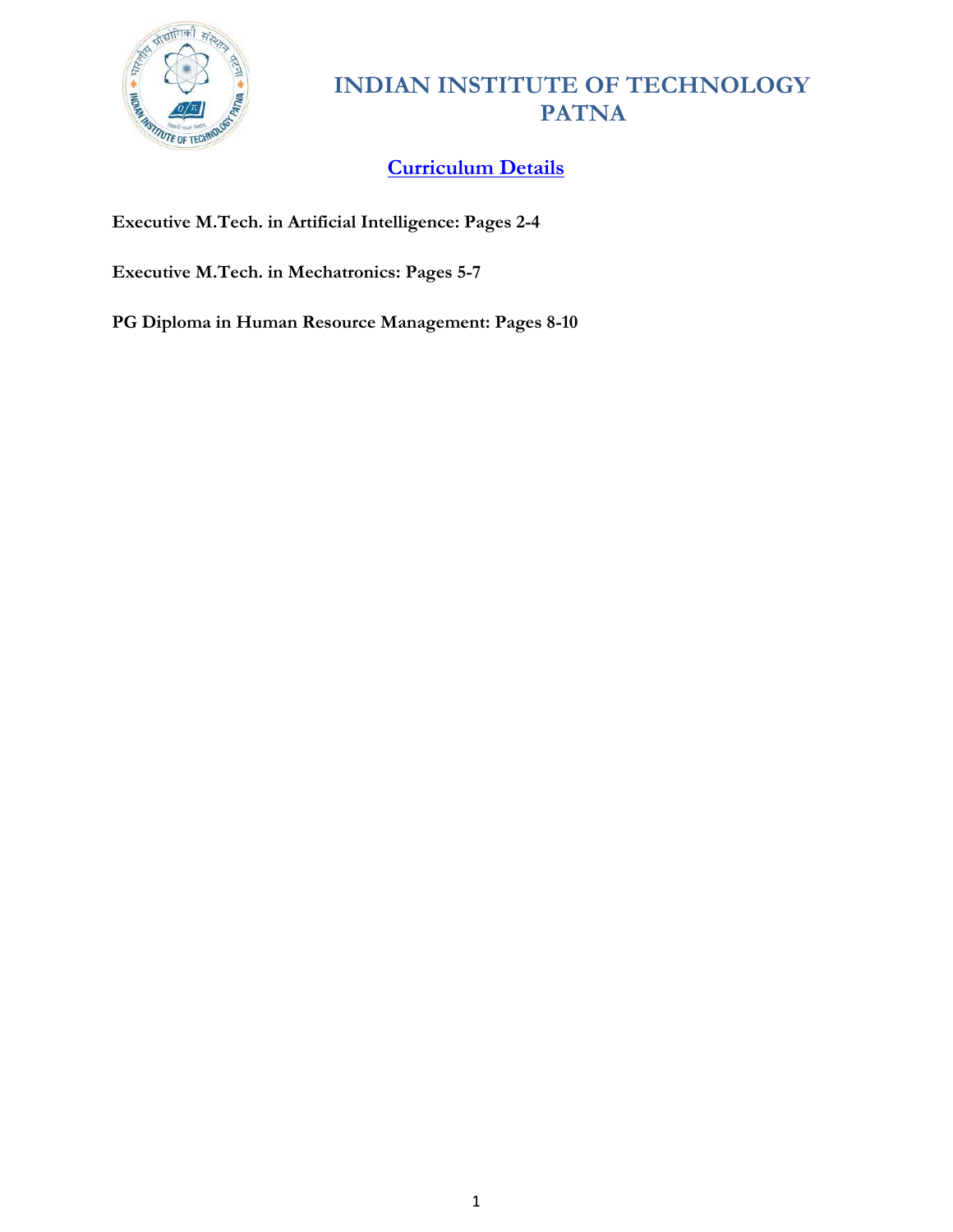# INDIAN INSTITUTE OF TECHNOLOGY PATNA

## Curriculum Details

**Executive M.Tech. in Artificial Intelligence: Pages 2-4**

**Executive M.Tech. in Mechatronics: Pages 5-7**

**PG Diploma in Human Resource Management: Pages 8-10**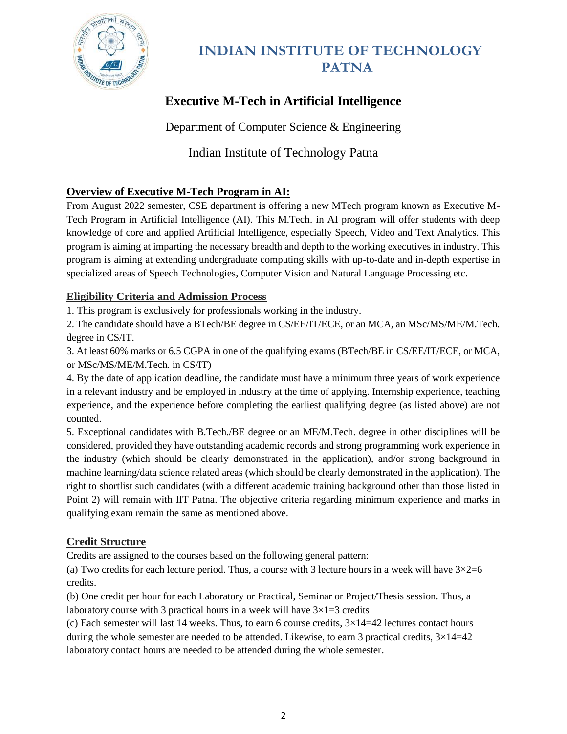# INDIAN INSTITUTE OF TECHNOLOGY PATNA

## Executive M-Tech in Artificial Intelligence

Department of Computer Science & Engineering

Indian Institute of Technology Patna

### Overview of Executive M-Tech Program in AI:

From August 2022 semester, CSE department is offering a new MTech program known as Executive M-Tech Program in Artificial Intelligence (AI). This M.Tech. in AI program will offer students with deep knowledge of core and applied Artificial Intelligence, especially Speech, Video and Text Analytics. This program is aiming at imparting the necessary breadth and depth to the working executives in industry. This program is aiming at extending undergraduate computing skills with up-to-date and in-depth expertise in specialized areas of Speech Technologies, Computer Vision and Natural Language Processing etc.

### Eligibility Criteria and Admission Process

1. This program is exclusively for professionals working in the industry.
2. The candidate should have a BTech/BE degree in CS/EE/IT/ECE, or an MCA, an MSc/MS/ME/M.Tech. degree in CS/IT.
3. At least 60% marks or 6.5 CGPA in one of the qualifying exams (BTech/BE in CS/EE/IT/ECE, or MCA, or MSc/MS/ME/M.Tech. in CS/IT)
4. By the date of application deadline, the candidate must have a minimum three years of work experience in a relevant industry and be employed in industry at the time of applying. Internship experience, teaching experience, and the experience before completing the earliest qualifying degree (as listed above) are not counted.
5. Exceptional candidates with B.Tech./BE degree or an ME/M.Tech. degree in other disciplines will be considered, provided they have outstanding academic records and strong programming work experience in the industry (which should be clearly demonstrated in the application), and/or strong background in machine learning/data science related areas (which should be clearly demonstrated in the application). The right to shortlist such candidates (with a different academic training background other than those listed in Point 2) will remain with IIT Patna. The objective criteria regarding minimum experience and marks in qualifying exam remain the same as mentioned above.

### Credit Structure

Credits are assigned to the courses based on the following general pattern:

(a) Two credits for each lecture period. Thus, a course with 3 lecture hours in a week will have $3\times2=6$ credits.

(b) One credit per hour for each Laboratory or Practical, Seminar or Project/Thesis session. Thus, a laboratory course with 3 practical hours in a week will have $3\times1=3$ credits

(c) Each semester will last 14 weeks. Thus, to earn 6 course credits, $3\times14=42$ lectures contact hours during the whole semester are needed to be attended. Likewise, to earn 3 practical credits, $3\times14=42$ laboratory contact hours are needed to be attended during the whole semester.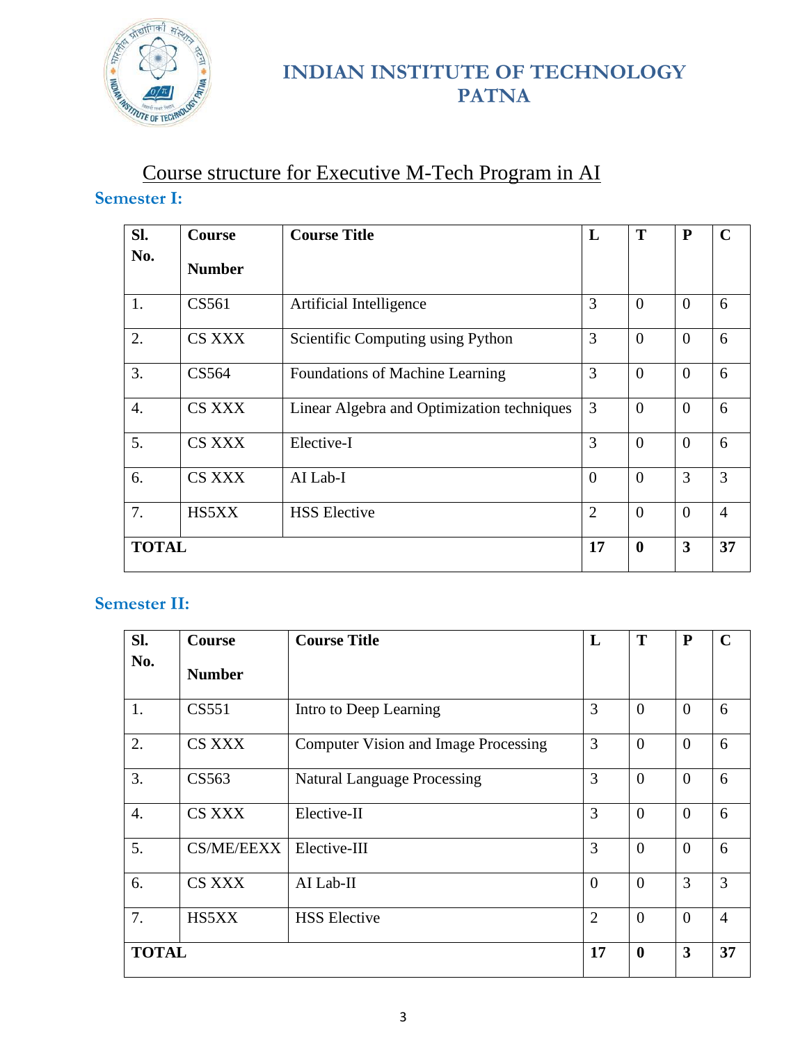# INDIAN INSTITUTE OF TECHNOLOGY PATNA

## Course structure for Executive M-Tech Program in AI

### Semester I:

| Sl. No. | Course Number | Course Title | L | T | P | C |
|---|---|---|---|---|---|---|
| 1. | CS561 | Artificial Intelligence | 3 | 0 | 0 | 6 |
| 2. | CS XXX | Scientific Computing using Python | 3 | 0 | 0 | 6 |
| 3. | CS564 | Foundations of Machine Learning | 3 | 0 | 0 | 6 |
| 4. | CS XXX | Linear Algebra and Optimization techniques | 3 | 0 | 0 | 6 |
| 5. | CS XXX | Elective-I | 3 | 0 | 0 | 6 |
| 6. | CS XXX | AI Lab-I | 0 | 0 | 3 | 3 |
| 7. | HS5XX | HSS Elective | 2 | 0 | 0 | 4 |
| **TOTAL** | | | **17** | **0** | **3** | **37** |

### Semester II:

| Sl. No. | Course Number | Course Title | L | T | P | C |
|---|---|---|---|---|---|---|
| 1. | CS551 | Intro to Deep Learning | 3 | 0 | 0 | 6 |
| 2. | CS XXX | Computer Vision and Image Processing | 3 | 0 | 0 | 6 |
| 3. | CS563 | Natural Language Processing | 3 | 0 | 0 | 6 |
| 4. | CS XXX | Elective-II | 3 | 0 | 0 | 6 |
| 5. | CS/ME/EEXX | Elective-III | 3 | 0 | 0 | 6 |
| 6. | CS XXX | AI Lab-II | 0 | 0 | 3 | 3 |
| 7. | HS5XX | HSS Elective | 2 | 0 | 0 | 4 |
| **TOTAL** | | | **17** | **0** | **3** | **37** |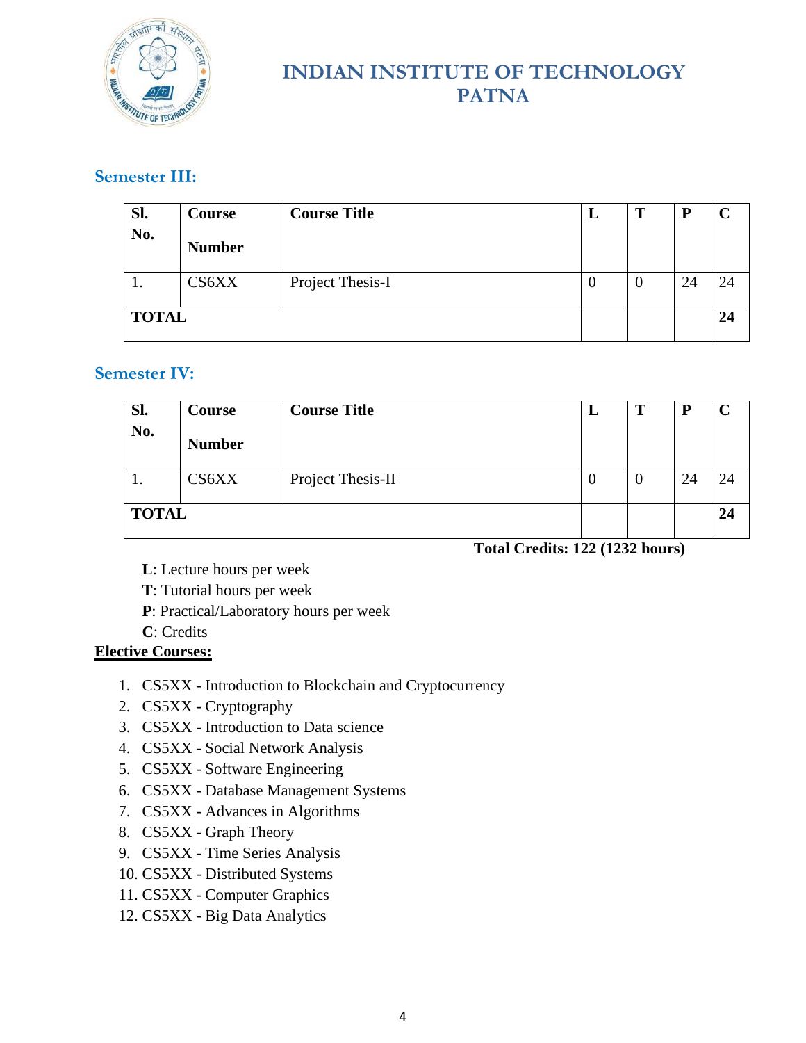# INDIAN INSTITUTE OF TECHNOLOGY PATNA

## Semester III:

| Sl. No. | Course Number | Course Title | L | T | P | C |
|---|---|---|---|---|---|---|
| 1. | CS6XX | Project Thesis-I | 0 | 0 | 24 | 24 |
| **TOTAL** | | | | | | **24** |

## Semester IV:

| Sl. No. | Course Number | Course Title | L | T | P | C |
|---|---|---|---|---|---|---|
| 1. | CS6XX | Project Thesis-II | 0 | 0 | 24 | 24 |
| **TOTAL** | | | | | | **24** |

**Total Credits: 122 (1232 hours)**

**L**: Lecture hours per week
**T**: Tutorial hours per week
**P**: Practical/Laboratory hours per week
**C**: Credits

**Elective Courses:**

1. CS5XX - Introduction to Blockchain and Cryptocurrency
2. CS5XX - Cryptography
3. CS5XX - Introduction to Data science
4. CS5XX - Social Network Analysis
5. CS5XX - Software Engineering
6. CS5XX - Database Management Systems
7. CS5XX - Advances in Algorithms
8. CS5XX - Graph Theory
9. CS5XX - Time Series Analysis
10. CS5XX - Distributed Systems
11. CS5XX - Computer Graphics
12. CS5XX - Big Data Analytics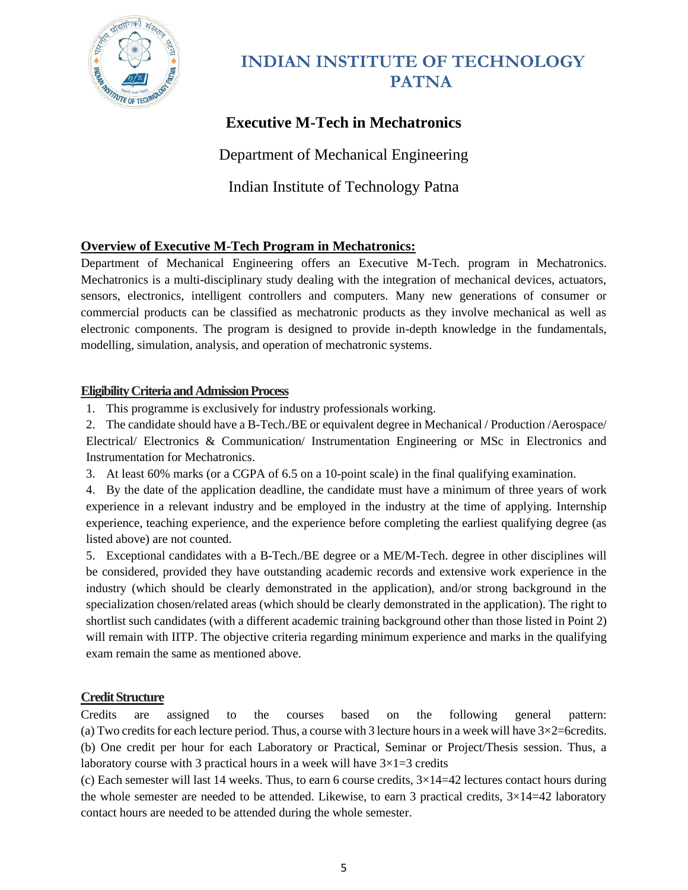# INDIAN INSTITUTE OF TECHNOLOGY PATNA

## Executive M-Tech in Mechatronics

Department of Mechanical Engineering

Indian Institute of Technology Patna

### Overview of Executive M-Tech Program in Mechatronics:

Department of Mechanical Engineering offers an Executive M-Tech. program in Mechatronics. Mechatronics is a multi-disciplinary study dealing with the integration of mechanical devices, actuators, sensors, electronics, intelligent controllers and computers. Many new generations of consumer or commercial products can be classified as mechatronic products as they involve mechanical as well as electronic components. The program is designed to provide in-depth knowledge in the fundamentals, modelling, simulation, analysis, and operation of mechatronic systems.

### Eligibility Criteria and Admission Process

1. This programme is exclusively for industry professionals working.
2. The candidate should have a B-Tech./BE or equivalent degree in Mechanical / Production /Aerospace/ Electrical/ Electronics & Communication/ Instrumentation Engineering or MSc in Electronics and Instrumentation for Mechatronics.
3. At least 60% marks (or a CGPA of 6.5 on a 10-point scale) in the final qualifying examination.
4. By the date of the application deadline, the candidate must have a minimum of three years of work experience in a relevant industry and be employed in the industry at the time of applying. Internship experience, teaching experience, and the experience before completing the earliest qualifying degree (as listed above) are not counted.
5. Exceptional candidates with a B-Tech./BE degree or a ME/M-Tech. degree in other disciplines will be considered, provided they have outstanding academic records and extensive work experience in the industry (which should be clearly demonstrated in the application), and/or strong background in the specialization chosen/related areas (which should be clearly demonstrated in the application). The right to shortlist such candidates (with a different academic training background other than those listed in Point 2) will remain with IITP. The objective criteria regarding minimum experience and marks in the qualifying exam remain the same as mentioned above.

### Credit Structure

Credits are assigned to the courses based on the following general pattern:
(a) Two credits for each lecture period. Thus, a course with 3 lecture hours in a week will have $3\times2=6$credits.
(b) One credit per hour for each Laboratory or Practical, Seminar or Project/Thesis session. Thus, a laboratory course with 3 practical hours in a week will have $3\times1=3$ credits
(c) Each semester will last 14 weeks. Thus, to earn 6 course credits, $3\times14=42$ lectures contact hours during the whole semester are needed to be attended. Likewise, to earn 3 practical credits, $3\times14=42$ laboratory contact hours are needed to be attended during the whole semester.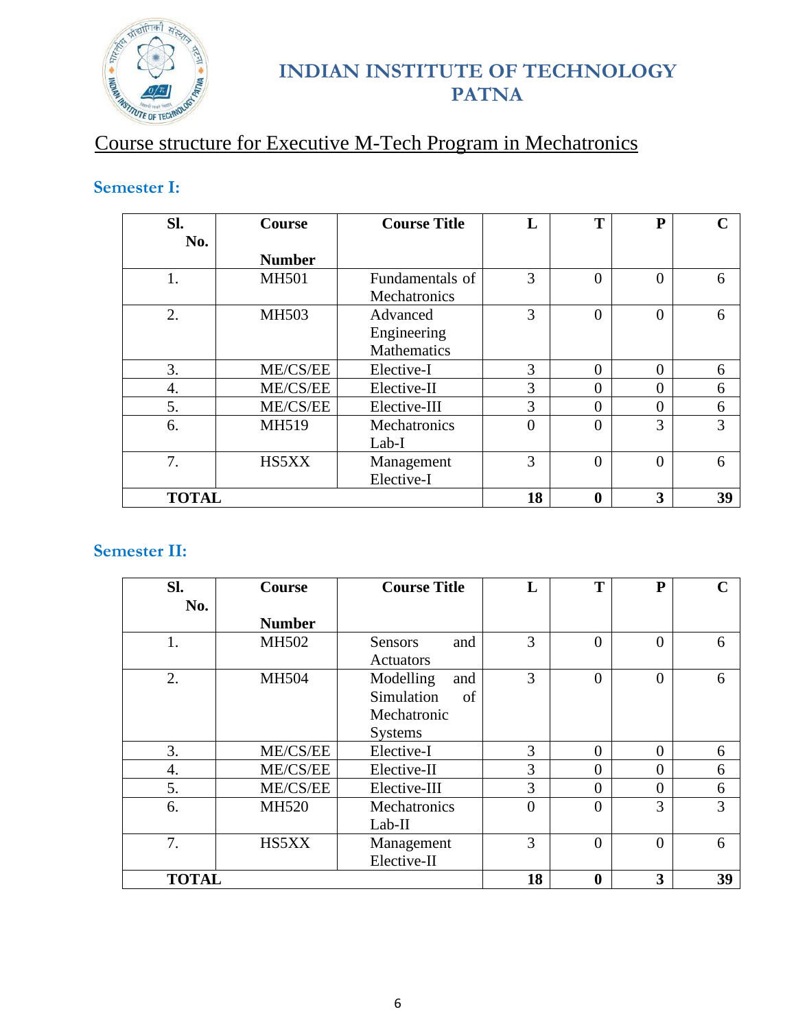# INDIAN INSTITUTE OF TECHNOLOGY PATNA

## Course structure for Executive M-Tech Program in Mechatronics

### Semester I:

| Sl. No. | Course Number | Course Title | L | T | P | C |
|---|---|---|---|---|---|---|
| 1. | MH501 | Fundamentals of Mechatronics | 3 | 0 | 0 | 6 |
| 2. | MH503 | Advanced Engineering Mathematics | 3 | 0 | 0 | 6 |
| 3. | ME/CS/EE | Elective-I | 3 | 0 | 0 | 6 |
| 4. | ME/CS/EE | Elective-II | 3 | 0 | 0 | 6 |
| 5. | ME/CS/EE | Elective-III | 3 | 0 | 0 | 6 |
| 6. | MH519 | Mechatronics Lab-I | 0 | 0 | 3 | 3 |
| 7. | HS5XX | Management Elective-I | 3 | 0 | 0 | 6 |
| **TOTAL** | | | **18** | **0** | **3** | **39** |

### Semester II:

| Sl. No. | Course Number | Course Title | L | T | P | C |
|---|---|---|---|---|---|---|
| 1. | MH502 | Sensors and Actuators | 3 | 0 | 0 | 6 |
| 2. | MH504 | Modelling and Simulation of Mechatronic Systems | 3 | 0 | 0 | 6 |
| 3. | ME/CS/EE | Elective-I | 3 | 0 | 0 | 6 |
| 4. | ME/CS/EE | Elective-II | 3 | 0 | 0 | 6 |
| 5. | ME/CS/EE | Elective-III | 3 | 0 | 0 | 6 |
| 6. | MH520 | Mechatronics Lab-II | 0 | 0 | 3 | 3 |
| 7. | HS5XX | Management Elective-II | 3 | 0 | 0 | 6 |
| **TOTAL** | | | **18** | **0** | **3** | **39** |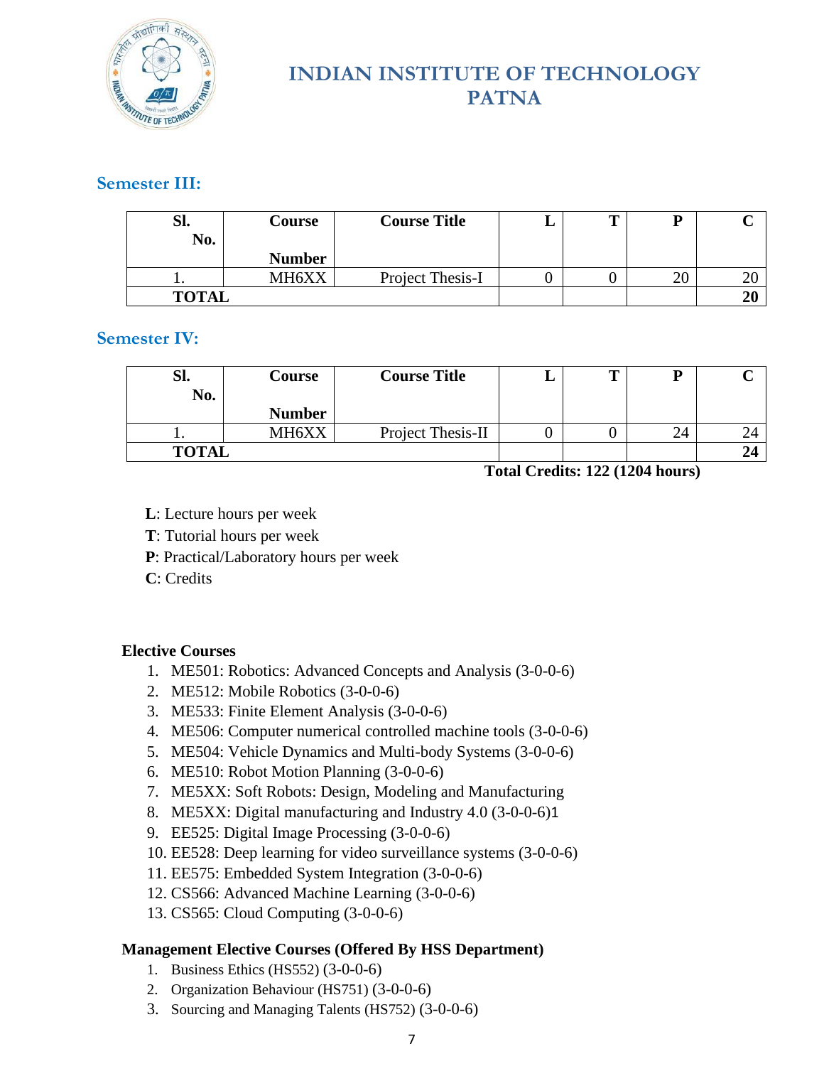## Semester III:

| Sl. No. | Course Number | Course Title | L | T | P | C |
|---|---|---|---|---|---|---|
| 1. | MH6XX | Project Thesis-I | 0 | 0 | 20 | 20 |
| **TOTAL** | | | | | | **20** |

## Semester IV:

| Sl. No. | Course Number | Course Title | L | T | P | C |
|---|---|---|---|---|---|---|
| 1. | MH6XX | Project Thesis-II | 0 | 0 | 24 | 24 |
| **TOTAL** | | | | | | **24** |

**Total Credits: 122 (1204 hours)**

**L**: Lecture hours per week

**T**: Tutorial hours per week

**P**: Practical/Laboratory hours per week

**C**: Credits

**Elective Courses**

1. ME501: Robotics: Advanced Concepts and Analysis (3-0-0-6)
2. ME512: Mobile Robotics (3-0-0-6)
3. ME533: Finite Element Analysis (3-0-0-6)
4. ME506: Computer numerical controlled machine tools (3-0-0-6)
5. ME504: Vehicle Dynamics and Multi-body Systems (3-0-0-6)
6. ME510: Robot Motion Planning (3-0-0-6)
7. ME5XX: Soft Robots: Design, Modeling and Manufacturing
8. ME5XX: Digital manufacturing and Industry 4.0 (3-0-0-6)1
9. EE525: Digital Image Processing (3-0-0-6)
10. EE528: Deep learning for video surveillance systems (3-0-0-6)
11. EE575: Embedded System Integration (3-0-0-6)
12. CS566: Advanced Machine Learning (3-0-0-6)
13. CS565: Cloud Computing (3-0-0-6)

**Management Elective Courses (Offered By HSS Department)**

1. Business Ethics (HS552) (3-0-0-6)
2. Organization Behaviour (HS751) (3-0-0-6)
3. Sourcing and Managing Talents (HS752) (3-0-0-6)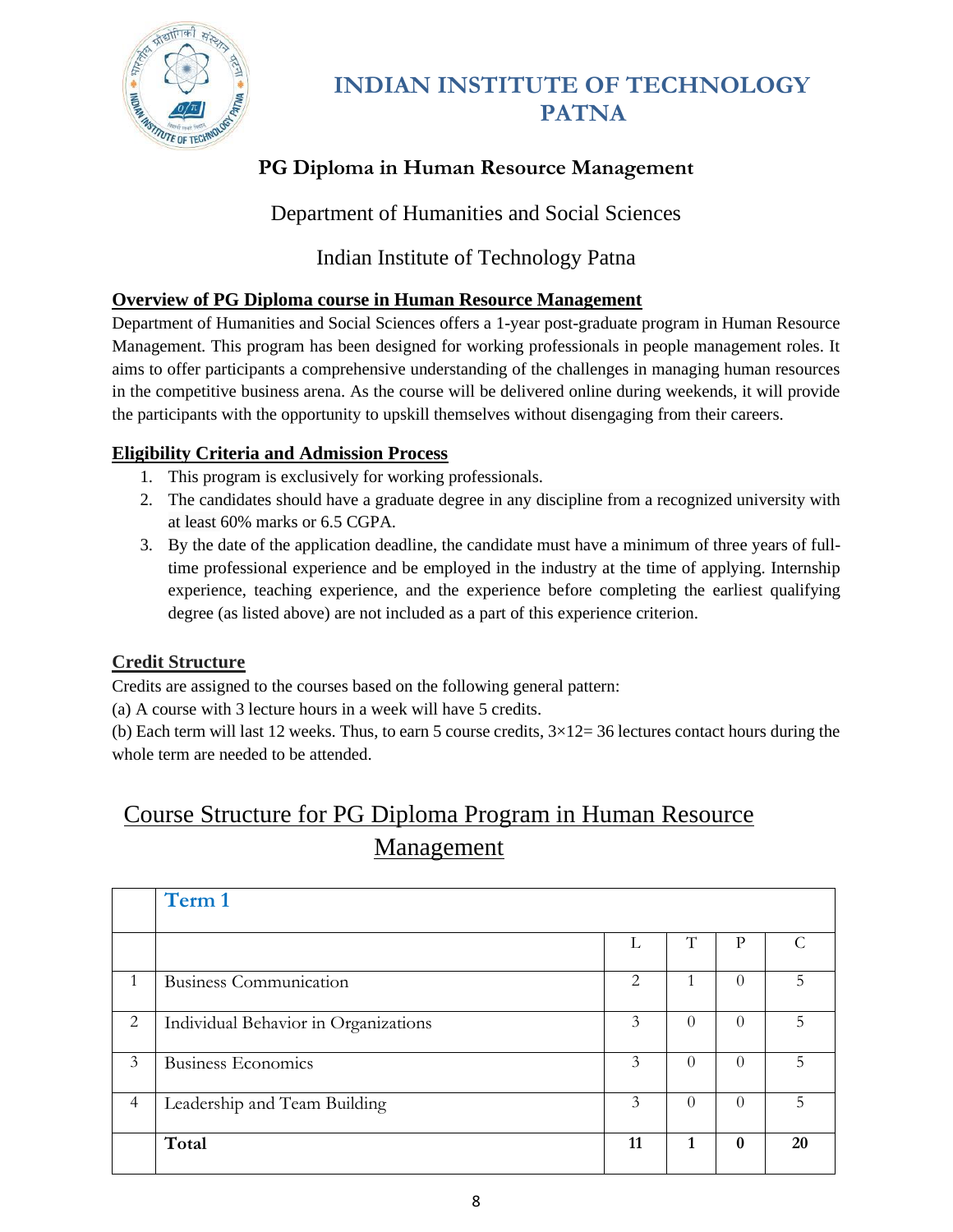# INDIAN INSTITUTE OF TECHNOLOGY PATNA

## PG Diploma in Human Resource Management

Department of Humanities and Social Sciences

Indian Institute of Technology Patna

### Overview of PG Diploma course in Human Resource Management

Department of Humanities and Social Sciences offers a 1-year post-graduate program in Human Resource Management. This program has been designed for working professionals in people management roles. It aims to offer participants a comprehensive understanding of the challenges in managing human resources in the competitive business arena. As the course will be delivered online during weekends, it will provide the participants with the opportunity to upskill themselves without disengaging from their careers.

### Eligibility Criteria and Admission Process

1. This program is exclusively for working professionals.
2. The candidates should have a graduate degree in any discipline from a recognized university with at least 60% marks or 6.5 CGPA.
3. By the date of the application deadline, the candidate must have a minimum of three years of full-time professional experience and be employed in the industry at the time of applying. Internship experience, teaching experience, and the experience before completing the earliest qualifying degree (as listed above) are not included as a part of this experience criterion.

### Credit Structure

Credits are assigned to the courses based on the following general pattern:

(a) A course with 3 lecture hours in a week will have 5 credits.

(b) Each term will last 12 weeks. Thus, to earn 5 course credits, $3 \times 12 = 36$ lectures contact hours during the whole term are needed to be attended.

## Course Structure for PG Diploma Program in Human Resource Management

| | Term 1 | | | | |
|---|---|---|---|---|---|
| | | L | T | P | C |
| 1 | Business Communication | 2 | 1 | 0 | 5 |
| 2 | Individual Behavior in Organizations | 3 | 0 | 0 | 5 |
| 3 | Business Economics | 3 | 0 | 0 | 5 |
| 4 | Leadership and Team Building | 3 | 0 | 0 | 5 |
| | **Total** | **11** | **1** | **0** | **20** |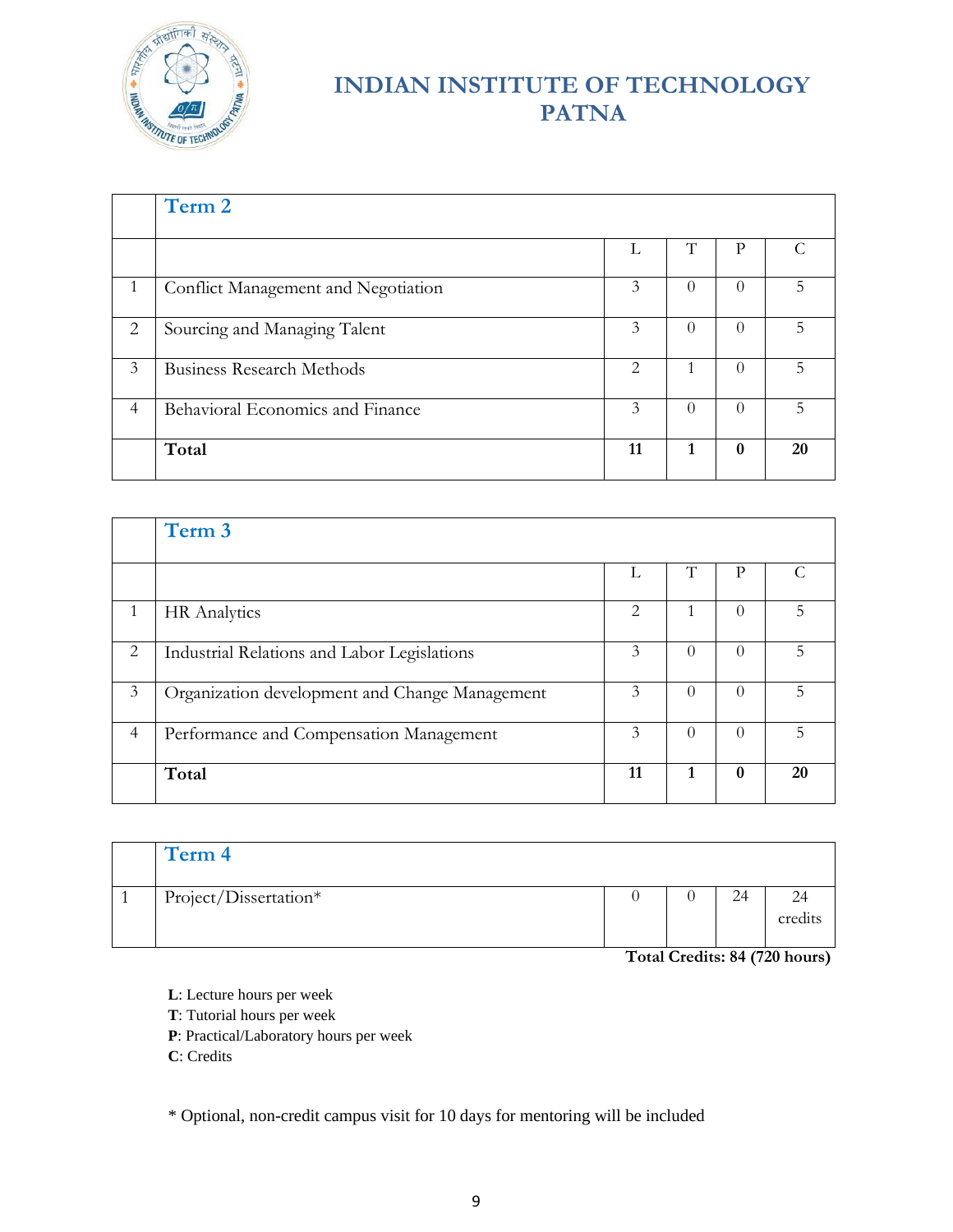# INDIAN INSTITUTE OF TECHNOLOGY PATNA

| | Term 2 | | | | |
|---|---|---|---|---|---|
| | | L | T | P | C |
| 1 | Conflict Management and Negotiation | 3 | 0 | 0 | 5 |
| 2 | Sourcing and Managing Talent | 3 | 0 | 0 | 5 |
| 3 | Business Research Methods | 2 | 1 | 0 | 5 |
| 4 | Behavioral Economics and Finance | 3 | 0 | 0 | 5 |
| | **Total** | **11** | **1** | **0** | **20** |

| | Term 3 | | | | |
|---|---|---|---|---|---|
| | | L | T | P | C |
| 1 | HR Analytics | 2 | 1 | 0 | 5 |
| 2 | Industrial Relations and Labor Legislations | 3 | 0 | 0 | 5 |
| 3 | Organization development and Change Management | 3 | 0 | 0 | 5 |
| 4 | Performance and Compensation Management | 3 | 0 | 0 | 5 |
| | **Total** | **11** | **1** | **0** | **20** |

| | Term 4 | | | | |
|---|---|---|---|---|---|
| 1 | Project/Dissertation* | 0 | 0 | 24 | 24 credits |

**Total Credits: 84 (720 hours)**

**L**: Lecture hours per week
**T**: Tutorial hours per week
**P**: Practical/Laboratory hours per week
**C**: Credits

* Optional, non-credit campus visit for 10 days for mentoring will be included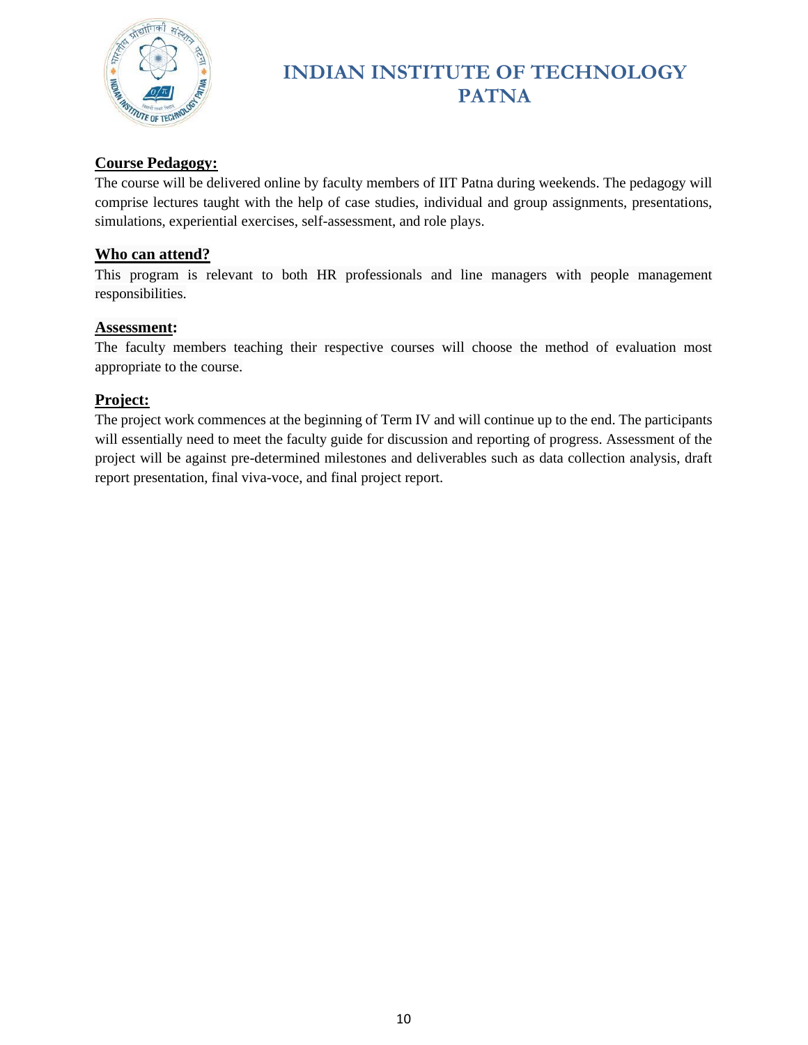**Course Pedagogy:**

The course will be delivered online by faculty members of IIT Patna during weekends. The pedagogy will comprise lectures taught with the help of case studies, individual and group assignments, presentations, simulations, experiential exercises, self-assessment, and role plays.

**Who can attend?**

This program is relevant to both HR professionals and line managers with people management responsibilities.

**Assessment:**

The faculty members teaching their respective courses will choose the method of evaluation most appropriate to the course.

**Project:**

The project work commences at the beginning of Term IV and will continue up to the end. The participants will essentially need to meet the faculty guide for discussion and reporting of progress. Assessment of the project will be against pre-determined milestones and deliverables such as data collection analysis, draft report presentation, final viva-voce, and final project report.